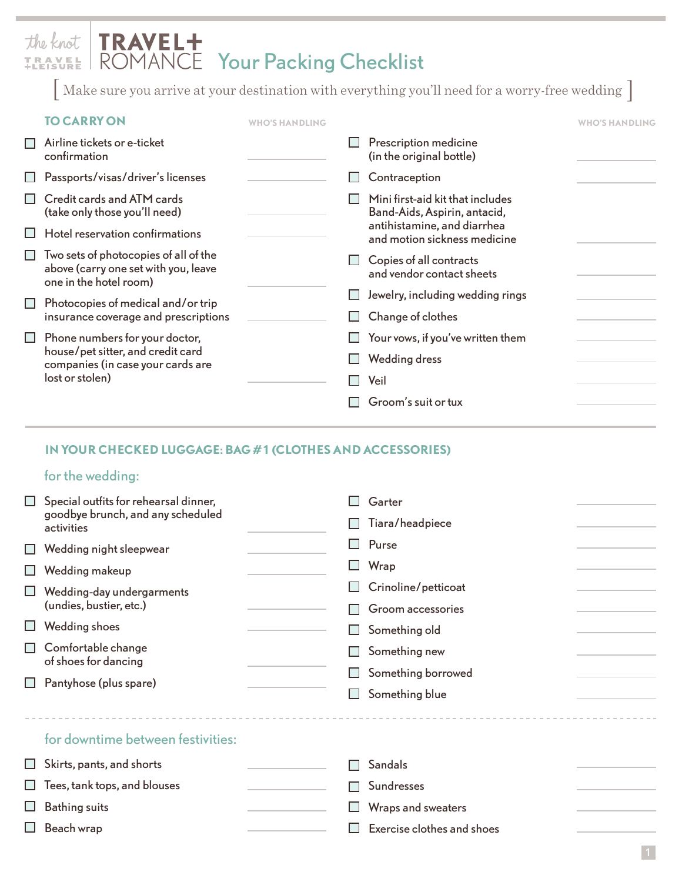the knot | TRAVEL + LEISURE | TRAVEL+ ROMANCE

# Your Packing Checklist

[ Make sure you arrive at your destination with everything you'll need for a worry-free wedding ]

## TO CARRY ON

| | Item | WHO'S HANDLING |
|---|---|---|
| ☐ | Airline tickets or e-ticket confirmation | |
| ☐ | Passports/visas/driver's licenses | |
| ☐ | Credit cards and ATM cards (take only those you'll need) | |
| ☐ | Hotel reservation confirmations | |
| ☐ | Two sets of photocopies of all of the above (carry one set with you, leave one in the hotel room) | |
| ☐ | Photocopies of medical and/or trip insurance coverage and prescriptions | |
| ☐ | Phone numbers for your doctor, house/pet sitter, and credit card companies (in case your cards are lost or stolen) | |
| ☐ | Prescription medicine (in the original bottle) | |
| ☐ | Contraception | |
| ☐ | Mini first-aid kit that includes Band-Aids, Aspirin, antacid, antihistamine, and diarrhea and motion sickness medicine | |
| ☐ | Copies of all contracts and vendor contact sheets | |
| ☐ | Jewelry, including wedding rings | |
| ☐ | Change of clothes | |
| ☐ | Your vows, if you've written them | |
| ☐ | Wedding dress | |
| ☐ | Veil | |
| ☐ | Groom's suit or tux | |

## IN YOUR CHECKED LUGGAGE: BAG #1 (CLOTHES AND ACCESSORIES)

### for the wedding:

| | Item | WHO'S HANDLING |
|---|---|---|
| ☐ | Special outfits for rehearsal dinner, goodbye brunch, and any scheduled activities | |
| ☐ | Wedding night sleepwear | |
| ☐ | Wedding makeup | |
| ☐ | Wedding-day undergarments (undies, bustier, etc.) | |
| ☐ | Wedding shoes | |
| ☐ | Comfortable change of shoes for dancing | |
| ☐ | Pantyhose (plus spare) | |
| ☐ | Garter | |
| ☐ | Tiara/headpiece | |
| ☐ | Purse | |
| ☐ | Wrap | |
| ☐ | Crinoline/petticoat | |
| ☐ | Groom accessories | |
| ☐ | Something old | |
| ☐ | Something new | |
| ☐ | Something borrowed | |
| ☐ | Something blue | |

### for downtime between festivities:

| | Item | WHO'S HANDLING |
|---|---|---|
| ☐ | Skirts, pants, and shorts | |
| ☐ | Tees, tank tops, and blouses | |
| ☐ | Bathing suits | |
| ☐ | Beach wrap | |
| ☐ | Sandals | |
| ☐ | Sundresses | |
| ☐ | Wraps and sweaters | |
| ☐ | Exercise clothes and shoes | |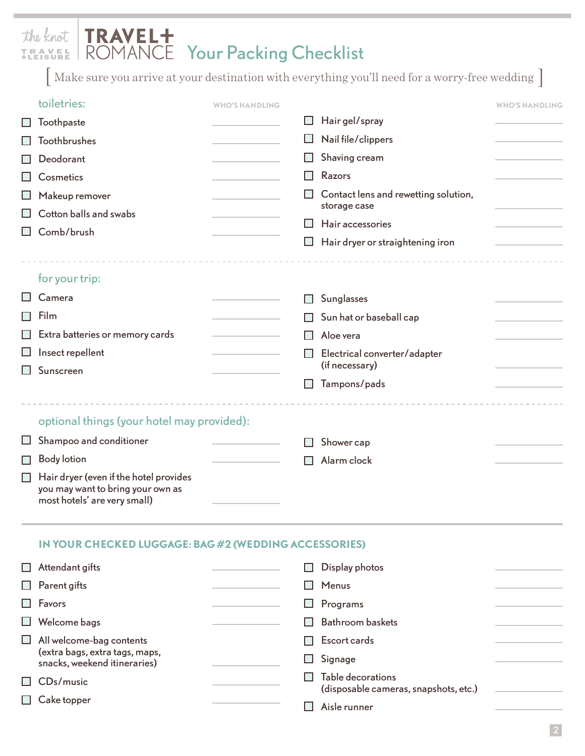the knot TRAVEL+LEISURE | TRAVEL+ ROMANCE

# Your Packing Checklist

[ Make sure you arrive at your destination with everything you'll need for a worry-free wedding ]

## toiletries:

| | WHO'S HANDLING |
|---|---|
| ☐ Toothpaste | |
| ☐ Toothbrushes | |
| ☐ Deodorant | |
| ☐ Cosmetics | |
| ☐ Makeup remover | |
| ☐ Cotton balls and swabs | |
| ☐ Comb/brush | |
| ☐ Hair gel/spray | |
| ☐ Nail file/clippers | |
| ☐ Shaving cream | |
| ☐ Razors | |
| ☐ Contact lens and rewetting solution, storage case | |
| ☐ Hair accessories | |
| ☐ Hair dryer or straightening iron | |

## for your trip:

| | WHO'S HANDLING |
|---|---|
| ☐ Camera | |
| ☐ Film | |
| ☐ Extra batteries or memory cards | |
| ☐ Insect repellent | |
| ☐ Sunscreen | |
| ☐ Sunglasses | |
| ☐ Sun hat or baseball cap | |
| ☐ Aloe vera | |
| ☐ Electrical converter/adapter (if necessary) | |
| ☐ Tampons/pads | |

## optional things (your hotel may provided):

| | WHO'S HANDLING |
|---|---|
| ☐ Shampoo and conditioner | |
| ☐ Body lotion | |
| ☐ Hair dryer (even if the hotel provides you may want to bring your own as most hotels' are very small) | |
| ☐ Shower cap | |
| ☐ Alarm clock | |

## IN YOUR CHECKED LUGGAGE: BAG #2 (WEDDING ACCESSORIES)

| | WHO'S HANDLING |
|---|---|
| ☐ Attendant gifts | |
| ☐ Parent gifts | |
| ☐ Favors | |
| ☐ Welcome bags | |
| ☐ All welcome-bag contents (extra bags, extra tags, maps, snacks, weekend itineraries) | |
| ☐ CDs/music | |
| ☐ Cake topper | |
| ☐ Display photos | |
| ☐ Menus | |
| ☐ Programs | |
| ☐ Bathroom baskets | |
| ☐ Escort cards | |
| ☐ Signage | |
| ☐ Table decorations (disposable cameras, snapshots, etc.) | |
| ☐ Aisle runner | |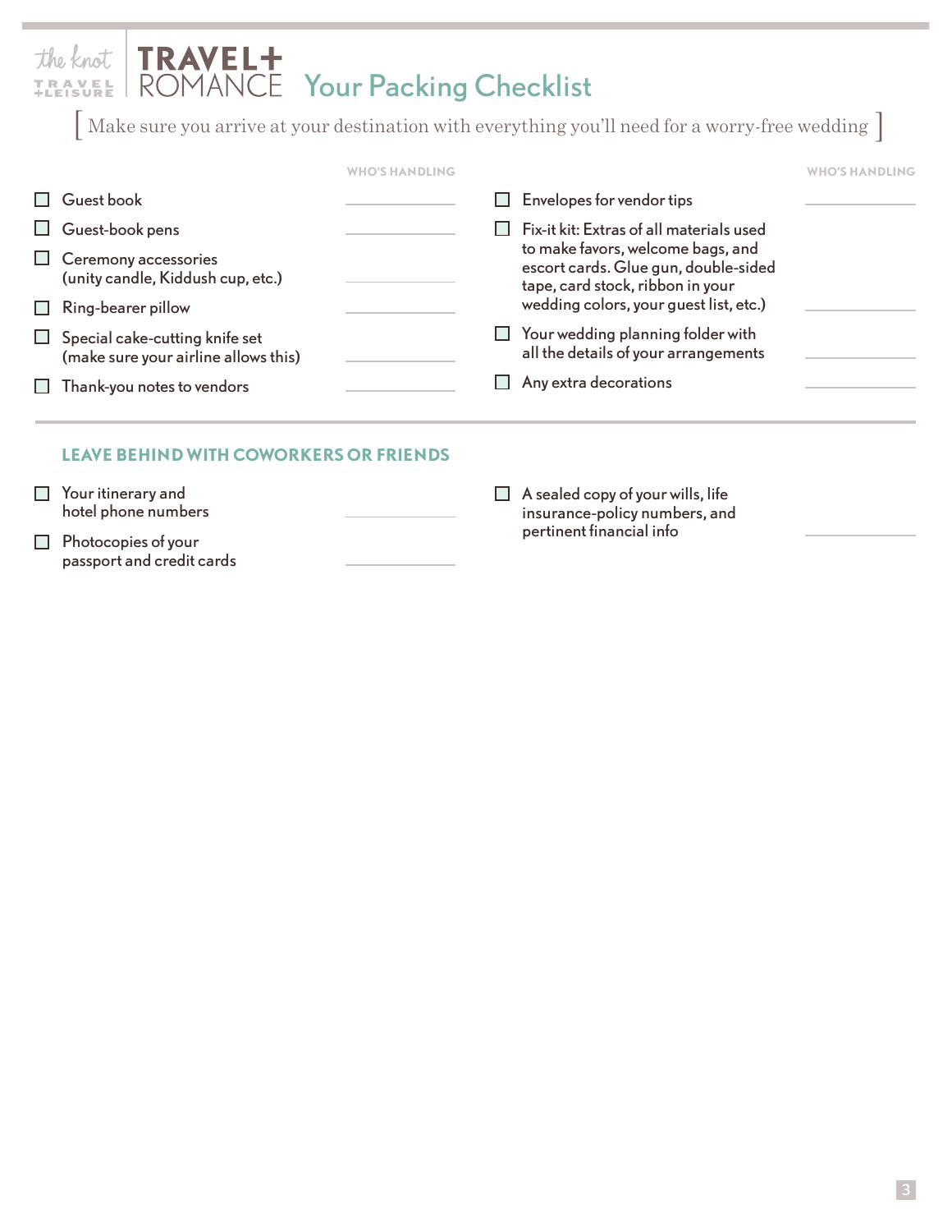the knot | TRAVEL+LEISURE

# TRAVEL+ ROMANCE Your Packing Checklist

[ Make sure you arrive at your destination with everything you'll need for a worry-free wedding ]

| | WHO'S HANDLING |
|---|---|
| ☐ Guest book | |
| ☐ Guest-book pens | |
| ☐ Ceremony accessories (unity candle, Kiddush cup, etc.) | |
| ☐ Ring-bearer pillow | |
| ☐ Special cake-cutting knife set (make sure your airline allows this) | |
| ☐ Thank-you notes to vendors | |
| ☐ Envelopes for vendor tips | |
| ☐ Fix-it kit: Extras of all materials used to make favors, welcome bags, and escort cards. Glue gun, double-sided tape, card stock, ribbon in your wedding colors, your guest list, etc.) | |
| ☐ Your wedding planning folder with all the details of your arrangements | |
| ☐ Any extra decorations | |

## LEAVE BEHIND WITH COWORKERS OR FRIENDS

- ☐ Your itinerary and hotel phone numbers ______
- ☐ Photocopies of your passport and credit cards ______
- ☐ A sealed copy of your wills, life insurance-policy numbers, and pertinent financial info ______